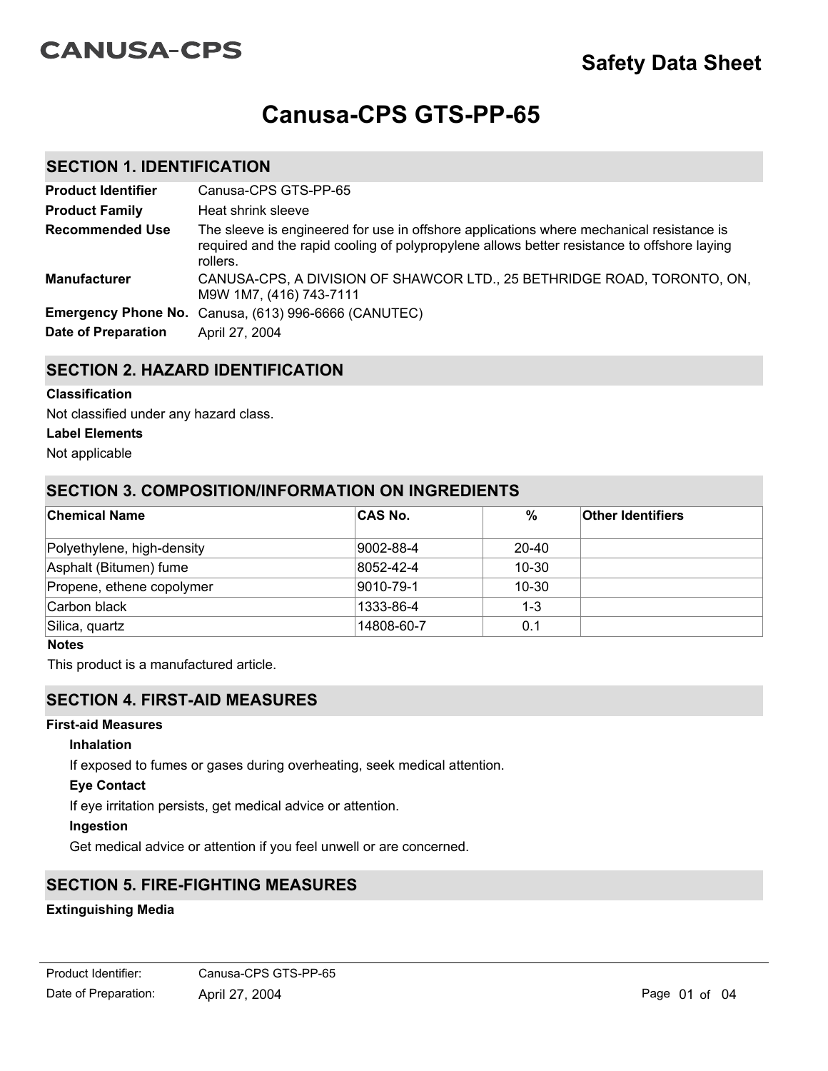CANUSA-CPS

**Safety Data Sheet**

# Canusa-CPS GTS-PP-65

## SECTION 1. IDENTIFICATION

| | |
|---|---|
| **Product Identifier** | Canusa-CPS GTS-PP-65 |
| **Product Family** | Heat shrink sleeve |
| **Recommended Use** | The sleeve is engineered for use in offshore applications where mechanical resistance is required and the rapid cooling of polypropylene allows better resistance to offshore laying rollers. |
| **Manufacturer** | CANUSA-CPS, A DIVISION OF SHAWCOR LTD., 25 BETHRIDGE ROAD, TORONTO, ON, M9W 1M7, (416) 743-7111 |
| **Emergency Phone No.** | Canusa, (613) 996-6666 (CANUTEC) |
| **Date of Preparation** | April 27, 2004 |

## SECTION 2. HAZARD IDENTIFICATION

**Classification**

Not classified under any hazard class.

**Label Elements**

Not applicable

## SECTION 3. COMPOSITION/INFORMATION ON INGREDIENTS

| Chemical Name | CAS No. | % | Other Identifiers |
|---|---|---|---|
| Polyethylene, high-density | 9002-88-4 | 20-40 | |
| Asphalt (Bitumen) fume | 8052-42-4 | 10-30 | |
| Propene, ethene copolymer | 9010-79-1 | 10-30 | |
| Carbon black | 1333-86-4 | 1-3 | |
| Silica, quartz | 14808-60-7 | 0.1 | |

**Notes**

This product is a manufactured article.

## SECTION 4. FIRST-AID MEASURES

**First-aid Measures**

**Inhalation**

If exposed to fumes or gases during overheating, seek medical attention.

**Eye Contact**

If eye irritation persists, get medical advice or attention.

**Ingestion**

Get medical advice or attention if you feel unwell or are concerned.

## SECTION 5. FIRE-FIGHTING MEASURES

**Extinguishing Media**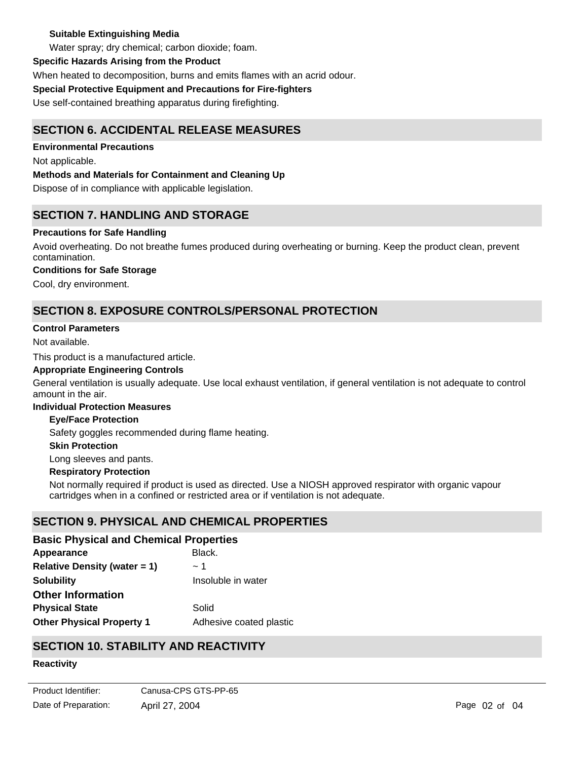**Suitable Extinguishing Media**

Water spray; dry chemical; carbon dioxide; foam.

**Specific Hazards Arising from the Product**

When heated to decomposition, burns and emits flames with an acrid odour.

**Special Protective Equipment and Precautions for Fire-fighters**

Use self-contained breathing apparatus during firefighting.

## SECTION 6. ACCIDENTAL RELEASE MEASURES

**Environmental Precautions**

Not applicable.

**Methods and Materials for Containment and Cleaning Up**

Dispose of in compliance with applicable legislation.

## SECTION 7. HANDLING AND STORAGE

**Precautions for Safe Handling**

Avoid overheating. Do not breathe fumes produced during overheating or burning. Keep the product clean, prevent contamination.

**Conditions for Safe Storage**

Cool, dry environment.

## SECTION 8. EXPOSURE CONTROLS/PERSONAL PROTECTION

**Control Parameters**

Not available.

This product is a manufactured article.

**Appropriate Engineering Controls**

General ventilation is usually adequate. Use local exhaust ventilation, if general ventilation is not adequate to control amount in the air.

**Individual Protection Measures**

**Eye/Face Protection**

Safety goggles recommended during flame heating.

**Skin Protection**

Long sleeves and pants.

**Respiratory Protection**

Not normally required if product is used as directed. Use a NIOSH approved respirator with organic vapour cartridges when in a confined or restricted area or if ventilation is not adequate.

## SECTION 9. PHYSICAL AND CHEMICAL PROPERTIES

### Basic Physical and Chemical Properties

| | |
|---|---|
| **Appearance** | Black. |
| **Relative Density (water = 1)** | ~ 1 |
| **Solubility** | Insoluble in water |

### Other Information

| | |
|---|---|
| **Physical State** | Solid |
| **Other Physical Property 1** | Adhesive coated plastic |

## SECTION 10. STABILITY AND REACTIVITY

**Reactivity**

Product Identifier: Canusa-CPS GTS-PP-65

Date of Preparation: April 27, 2004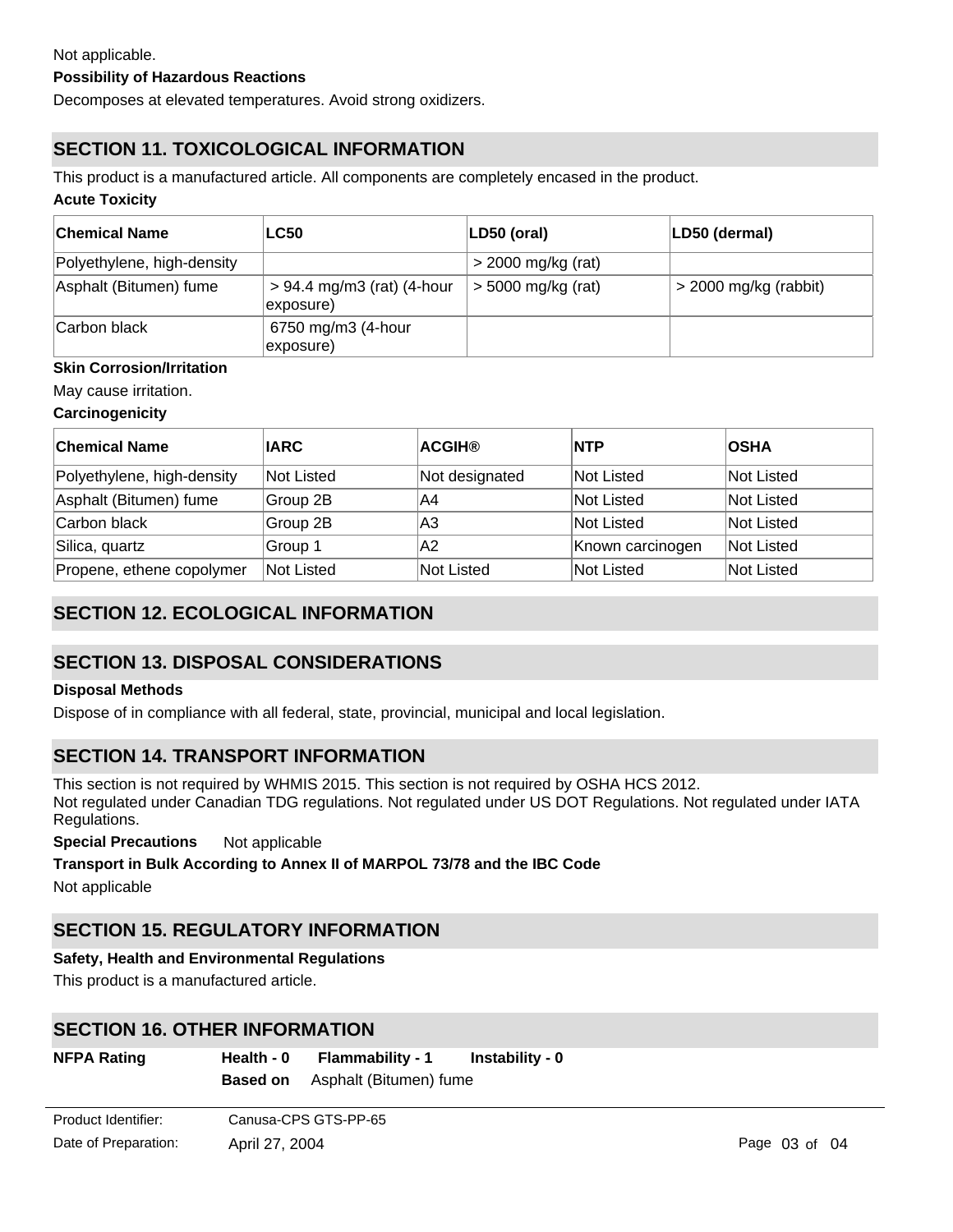Not applicable.

**Possibility of Hazardous Reactions**

Decomposes at elevated temperatures. Avoid strong oxidizers.

## SECTION 11. TOXICOLOGICAL INFORMATION

This product is a manufactured article. All components are completely encased in the product.

**Acute Toxicity**

| Chemical Name | LC50 | LD50 (oral) | LD50 (dermal) |
|---|---|---|---|
| Polyethylene, high-density | | > 2000 mg/kg (rat) | |
| Asphalt (Bitumen) fume | > 94.4 mg/m3 (rat) (4-hour exposure) | > 5000 mg/kg (rat) | > 2000 mg/kg (rabbit) |
| Carbon black | 6750 mg/m3 (4-hour exposure) | | |

**Skin Corrosion/Irritation**

May cause irritation.

**Carcinogenicity**

| Chemical Name | IARC | ACGIH® | NTP | OSHA |
|---|---|---|---|---|
| Polyethylene, high-density | Not Listed | Not designated | Not Listed | Not Listed |
| Asphalt (Bitumen) fume | Group 2B | A4 | Not Listed | Not Listed |
| Carbon black | Group 2B | A3 | Not Listed | Not Listed |
| Silica, quartz | Group 1 | A2 | Known carcinogen | Not Listed |
| Propene, ethene copolymer | Not Listed | Not Listed | Not Listed | Not Listed |

## SECTION 12. ECOLOGICAL INFORMATION

## SECTION 13. DISPOSAL CONSIDERATIONS

**Disposal Methods**

Dispose of in compliance with all federal, state, provincial, municipal and local legislation.

## SECTION 14. TRANSPORT INFORMATION

This section is not required by WHMIS 2015. This section is not required by OSHA HCS 2012.
Not regulated under Canadian TDG regulations. Not regulated under US DOT Regulations. Not regulated under IATA Regulations.

**Special Precautions** Not applicable

**Transport in Bulk According to Annex II of MARPOL 73/78 and the IBC Code**

Not applicable

## SECTION 15. REGULATORY INFORMATION

**Safety, Health and Environmental Regulations**

This product is a manufactured article.

## SECTION 16. OTHER INFORMATION

**NFPA Rating** **Health - 0** **Flammability - 1** **Instability - 0**

**Based on** Asphalt (Bitumen) fume

Product Identifier: Canusa-CPS GTS-PP-65

Date of Preparation: April 27, 2004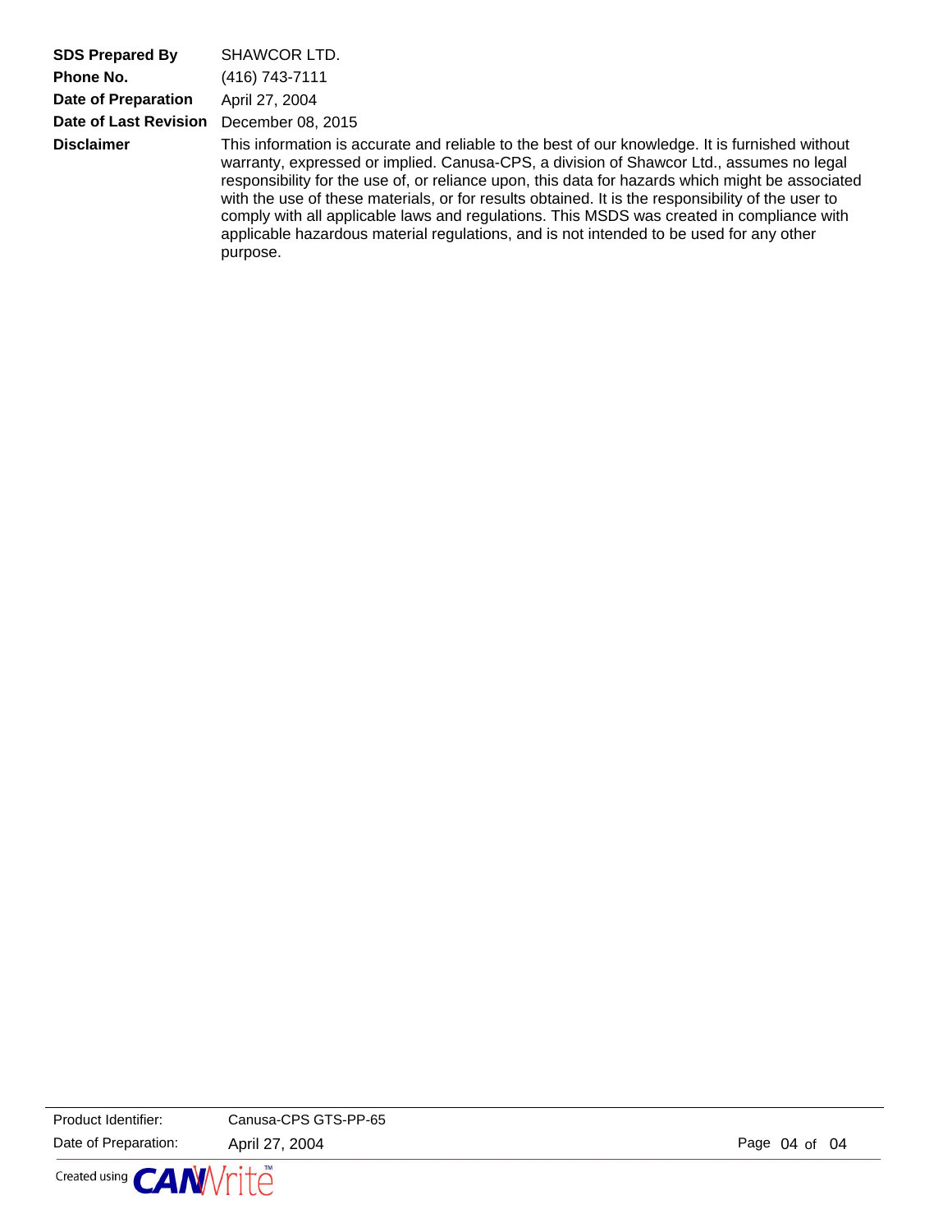| | |
|---|---|
| **SDS Prepared By** | SHAWCOR LTD. |
| **Phone No.** | (416) 743-7111 |
| **Date of Preparation** | April 27, 2004 |
| **Date of Last Revision** | December 08, 2015 |
| **Disclaimer** | This information is accurate and reliable to the best of our knowledge. It is furnished without warranty, expressed or implied. Canusa-CPS, a division of Shawcor Ltd., assumes no legal responsibility for the use of, or reliance upon, this data for hazards which might be associated with the use of these materials, or for results obtained. It is the responsibility of the user to comply with all applicable laws and regulations. This MSDS was created in compliance with applicable hazardous material regulations, and is not intended to be used for any other purpose. |